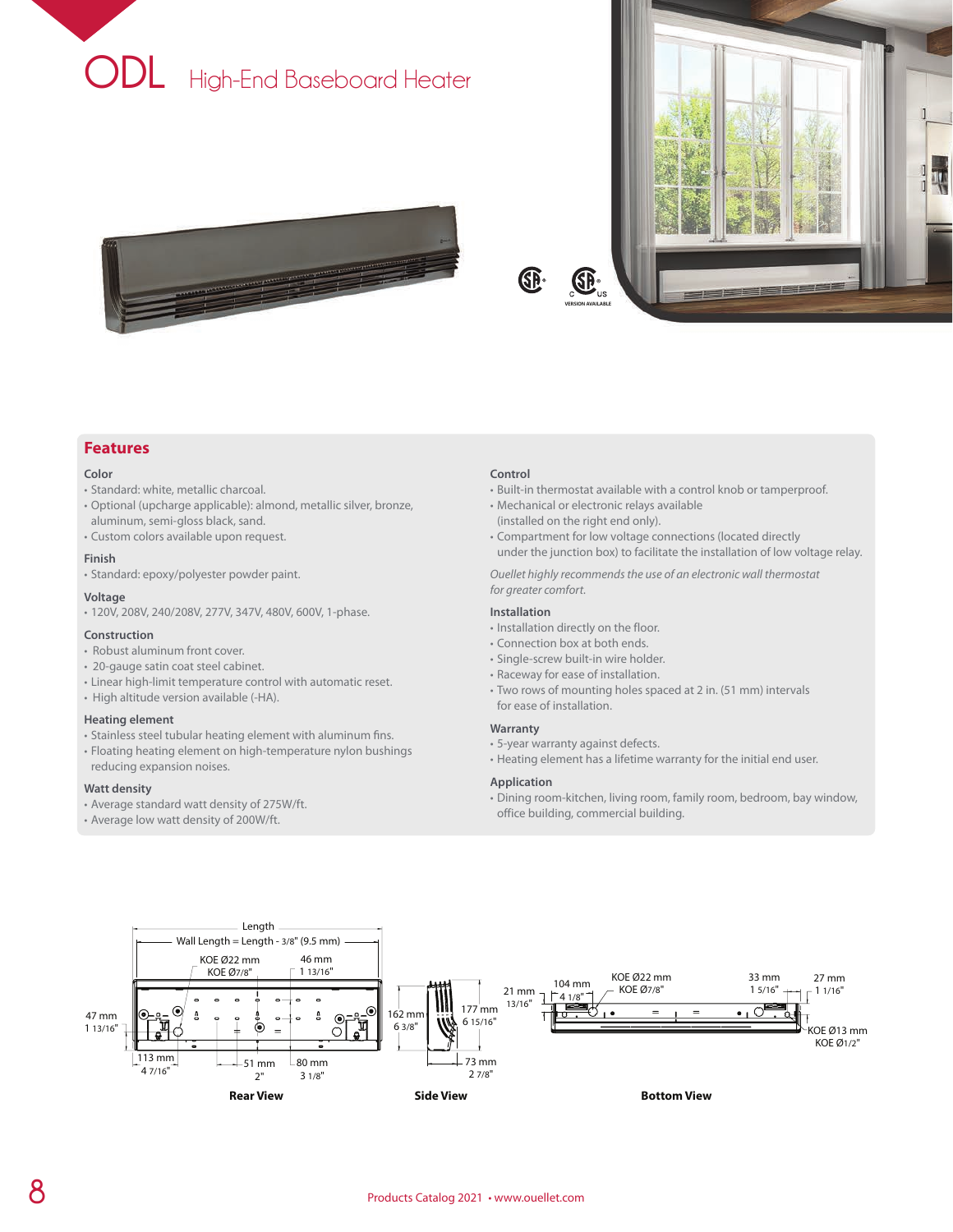# ODL High-End Baseboard Heater

VERSION AVAILABLE

## Features

### Color
- Standard: white, metallic charcoal.
- Optional (upcharge applicable): almond, metallic silver, bronze, aluminum, semi-gloss black, sand.
- Custom colors available upon request.

### Finish
- Standard: epoxy/polyester powder paint.

### Voltage
- 120V, 208V, 240/208V, 277V, 347V, 480V, 600V, 1-phase.

### Construction
- Robust aluminum front cover.
- 20-gauge satin coat steel cabinet.
- Linear high-limit temperature control with automatic reset.
- High altitude version available (-HA).

### Heating element
- Stainless steel tubular heating element with aluminum fins.
- Floating heating element on high-temperature nylon bushings reducing expansion noises.

### Watt density
- Average standard watt density of 275W/ft.
- Average low watt density of 200W/ft.

### Control
- Built-in thermostat available with a control knob or tamperproof.
- Mechanical or electronic relays available (installed on the right end only).
- Compartment for low voltage connections (located directly under the junction box) to facilitate the installation of low voltage relay.

*Ouellet highly recommends the use of an electronic wall thermostat for greater comfort.*

### Installation
- Installation directly on the floor.
- Connection box at both ends.
- Single-screw built-in wire holder.
- Raceway for ease of installation.
- Two rows of mounting holes spaced at 2 in. (51 mm) intervals for ease of installation.

### Warranty
- 5-year warranty against defects.
- Heating element has a lifetime warranty for the initial end user.

### Application
- Dining room-kitchen, living room, family room, bedroom, bay window, office building, commercial building.

Length
Wall Length = Length - 3/8" (9.5 mm)
KOE Ø22 mm KOE Ø7/8"
46 mm 1 13/16"
47 mm 1 13/16"
113 mm 4 7/16"
51 mm 2"
80 mm 3 1/8"

**Rear View**

162 mm 6 3/8"
177 mm 6 15/16"
73 mm 2 7/8"

**Side View**

21 mm 13/16"
104 mm 4 1/8"
KOE Ø22 mm KOE Ø7/8"
33 mm 1 5/16"
27 mm 1 1/16"
KOE Ø13 mm KOE Ø1/2"

**Bottom View**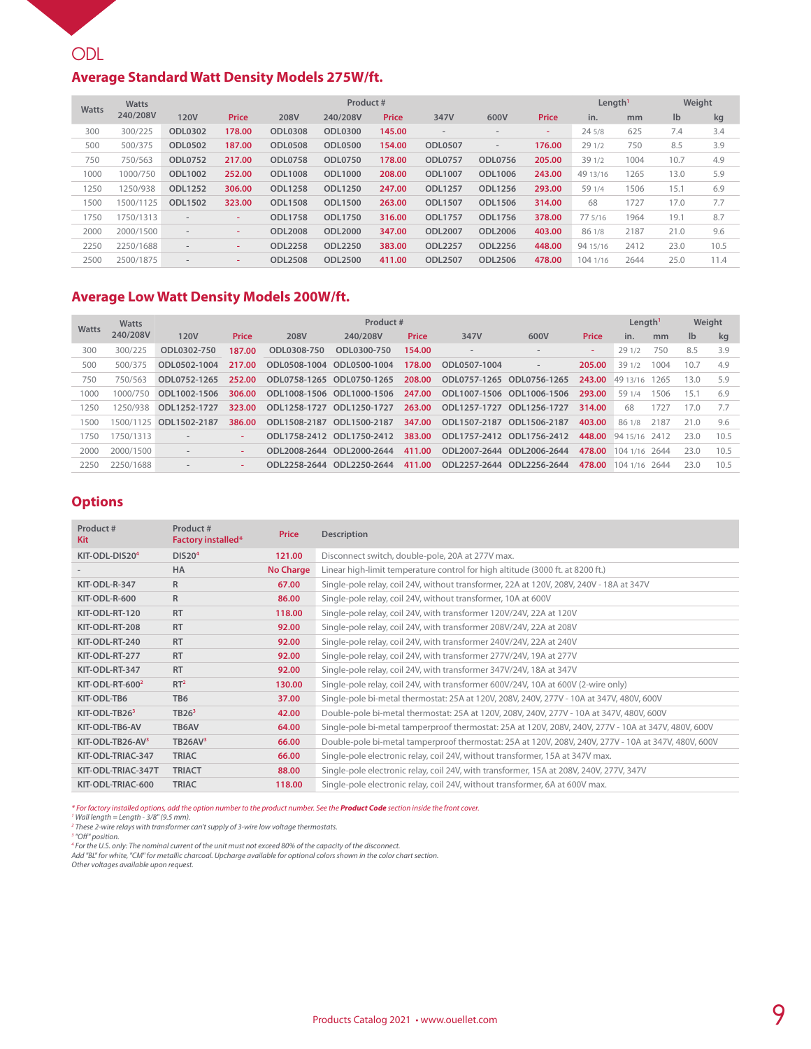# ODL

## Average Standard Watt Density Models 275W/ft.

| Watts | Watts 240/208V | Product # | | | | | | | | Length[1] | | Weight | |
|---|---|---|---|---|---|---|---|---|---|---|---|---|---|
| | | 120V | Price | 208V | 240/208V | Price | 347V | 600V | Price | in. | mm | lb | kg |
| 300 | 300/225 | ODL0302 | 178.00 | ODL0308 | ODL0300 | 145.00 | - | - | - | 24 5/8 | 625 | 7.4 | 3.4 |
| 500 | 500/375 | ODL0502 | 187.00 | ODL0508 | ODL0500 | 154.00 | ODL0507 | - | 176.00 | 29 1/2 | 750 | 8.5 | 3.9 |
| 750 | 750/563 | ODL0752 | 217.00 | ODL0758 | ODL0750 | 178.00 | ODL0757 | ODL0756 | 205.00 | 39 1/2 | 1004 | 10.7 | 4.9 |
| 1000 | 1000/750 | ODL1002 | 252.00 | ODL1008 | ODL1000 | 208.00 | ODL1007 | ODL1006 | 243.00 | 49 13/16 | 1265 | 13.0 | 5.9 |
| 1250 | 1250/938 | ODL1252 | 306.00 | ODL1258 | ODL1250 | 247.00 | ODL1257 | ODL1256 | 293.00 | 59 1/4 | 1506 | 15.1 | 6.9 |
| 1500 | 1500/1125 | ODL1502 | 323.00 | ODL1508 | ODL1500 | 263.00 | ODL1507 | ODL1506 | 314.00 | 68 | 1727 | 17.0 | 7.7 |
| 1750 | 1750/1313 | - | - | ODL1758 | ODL1750 | 316.00 | ODL1757 | ODL1756 | 378.00 | 77 5/16 | 1964 | 19.1 | 8.7 |
| 2000 | 2000/1500 | - | - | ODL2008 | ODL2000 | 347.00 | ODL2007 | ODL2006 | 403.00 | 86 1/8 | 2187 | 21.0 | 9.6 |
| 2250 | 2250/1688 | - | - | ODL2258 | ODL2250 | 383.00 | ODL2257 | ODL2256 | 448.00 | 94 15/16 | 2412 | 23.0 | 10.5 |
| 2500 | 2500/1875 | - | - | ODL2508 | ODL2500 | 411.00 | ODL2507 | ODL2506 | 478.00 | 104 1/16 | 2644 | 25.0 | 11.4 |

## Average Low Watt Density Models 200W/ft.

| Watts | Watts 240/208V | Product # | | | | | | | | Length[1] | | Weight | |
|---|---|---|---|---|---|---|---|---|---|---|---|---|---|
| | | 120V | Price | 208V | 240/208V | Price | 347V | 600V | Price | in. | mm | lb | kg |
| 300 | 300/225 | ODL0302-750 | 187.00 | ODL0308-750 | ODL0300-750 | 154.00 | - | - | - | 29 1/2 | 750 | 8.5 | 3.9 |
| 500 | 500/375 | ODL0502-1004 | 217.00 | ODL0508-1004 | ODL0500-1004 | 178.00 | ODL0507-1004 | - | 205.00 | 39 1/2 | 1004 | 10.7 | 4.9 |
| 750 | 750/563 | ODL0752-1265 | 252.00 | ODL0758-1265 | ODL0750-1265 | 208.00 | ODL0757-1265 | ODL0756-1265 | 243.00 | 49 13/16 | 1265 | 13.0 | 5.9 |
| 1000 | 1000/750 | ODL1002-1506 | 306.00 | ODL1008-1506 | ODL1000-1506 | 247.00 | ODL1007-1506 | ODL1006-1506 | 293.00 | 59 1/4 | 1506 | 15.1 | 6.9 |
| 1250 | 1250/938 | ODL1252-1727 | 323.00 | ODL1258-1727 | ODL1250-1727 | 263.00 | ODL1257-1727 | ODL1256-1727 | 314.00 | 68 | 1727 | 17.0 | 7.7 |
| 1500 | 1500/1125 | ODL1502-2187 | 386.00 | ODL1508-2187 | ODL1500-2187 | 347.00 | ODL1507-2187 | ODL1506-2187 | 403.00 | 86 1/8 | 2187 | 21.0 | 9.6 |
| 1750 | 1750/1313 | - | - | ODL1758-2412 | ODL1750-2412 | 383.00 | ODL1757-2412 | ODL1756-2412 | 448.00 | 94 15/16 | 2412 | 23.0 | 10.5 |
| 2000 | 2000/1500 | - | - | ODL2008-2644 | ODL2000-2644 | 411.00 | ODL2007-2644 | ODL2006-2644 | 478.00 | 104 1/16 | 2644 | 23.0 | 10.5 |
| 2250 | 2250/1688 | - | - | ODL2258-2644 | ODL2250-2644 | 411.00 | ODL2257-2644 | ODL2256-2644 | 478.00 | 104 1/16 | 2644 | 23.0 | 10.5 |

## Options

| Product # Kit | Product # Factory installed* | Price | Description |
|---|---|---|---|
| KIT-ODL-DIS20[4] | DIS20[4] | 121.00 | Disconnect switch, double-pole, 20A at 277V max. |
| - | HA | No Charge | Linear high-limit temperature control for high altitude (3000 ft. at 8200 ft.) |
| KIT-ODL-R-347 | R | 67.00 | Single-pole relay, coil 24V, without transformer, 22A at 120V, 208V, 240V - 18A at 347V |
| KIT-ODL-R-600 | R | 86.00 | Single-pole relay, coil 24V, without transformer, 10A at 600V |
| KIT-ODL-RT-120 | RT | 118.00 | Single-pole relay, coil 24V, with transformer 120V/24V, 22A at 120V |
| KIT-ODL-RT-208 | RT | 92.00 | Single-pole relay, coil 24V, with transformer 208V/24V, 22A at 208V |
| KIT-ODL-RT-240 | RT | 92.00 | Single-pole relay, coil 24V, with transformer 240V/24V, 22A at 240V |
| KIT-ODL-RT-277 | RT | 92.00 | Single-pole relay, coil 24V, with transformer 277V/24V, 19A at 277V |
| KIT-ODL-RT-347 | RT | 92.00 | Single-pole relay, coil 24V, with transformer 347V/24V, 18A at 347V |
| KIT-ODL-RT-600[2] | RT[2] | 130.00 | Single-pole relay, coil 24V, with transformer 600V/24V, 10A at 600V (2-wire only) |
| KIT-ODL-TB6 | TB6 | 37.00 | Single-pole bi-metal thermostat: 25A at 120V, 208V, 240V, 277V - 10A at 347V, 480V, 600V |
| KIT-ODL-TB26[3] | TB26[3] | 42.00 | Double-pole bi-metal thermostat: 25A at 120V, 208V, 240V, 277V - 10A at 347V, 480V, 600V |
| KIT-ODL-TB6-AV | TB6AV | 64.00 | Single-pole bi-metal tamperproof thermostat: 25A at 120V, 208V, 240V, 277V - 10A at 347V, 480V, 600V |
| KIT-ODL-TB26-AV[3] | TB26AV[3] | 66.00 | Double-pole bi-metal tamperproof thermostat: 25A at 120V, 208V, 240V, 277V - 10A at 347V, 480V, 600V |
| KIT-ODL-TRIAC-347 | TRIAC | 66.00 | Single-pole electronic relay, coil 24V, without transformer, 15A at 347V max. |
| KIT-ODL-TRIAC-347T | TRIACT | 88.00 | Single-pole electronic relay, coil 24V, with transformer, 15A at 208V, 240V, 277V, 347V |
| KIT-ODL-TRIAC-600 | TRIAC | 118.00 | Single-pole electronic relay, coil 24V, without transformer, 6A at 600V max. |

*\* For factory installed options, add the option number to the product number. See the **Product Code** section inside the front cover.*
*[1] Wall length = Length - 3/8" (9.5 mm).*
*[2] These 2-wire relays with transformer can't supply of 3-wire low voltage thermostats.*
*[3] "Off" position.*
*[4] For the U.S. only: The nominal current of the unit must not exceed 80% of the capacity of the disconnect.*
*Add "BL" for white, "CM" for metallic charcoal. Upcharge available for optional colors shown in the color chart section.*
*Other voltages available upon request.*